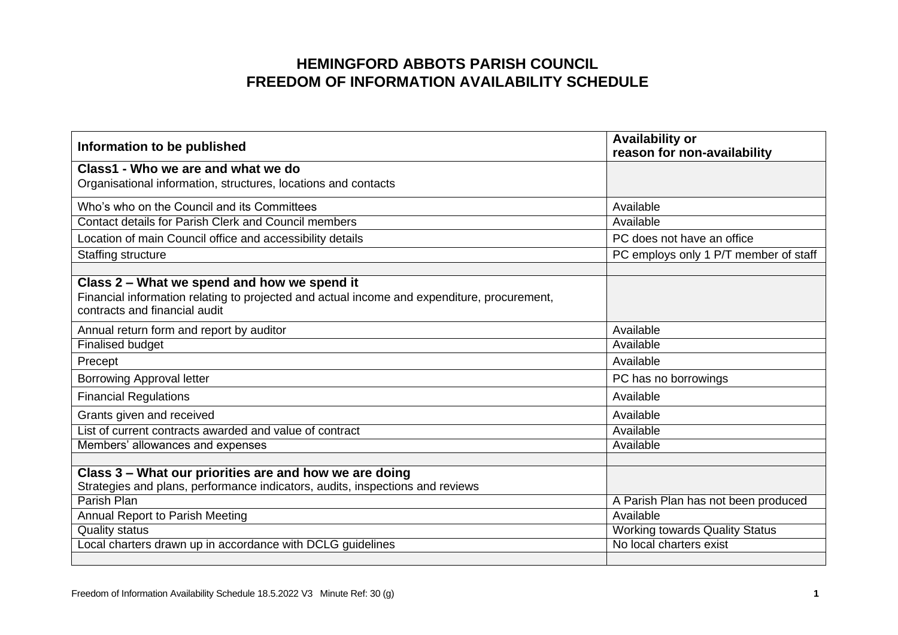# HEMINGFORD ABBOTS PARISH COUNCIL
# FREEDOM OF INFORMATION AVAILABILITY SCHEDULE

| Information to be published | Availability or reason for non-availability |
|---|---|
| **Class1 - Who we are and what we do**<br>Organisational information, structures, locations and contacts | |
| Who's who on the Council and its Committees | Available |
| Contact details for Parish Clerk and Council members | Available |
| Location of main Council office and accessibility details | PC does not have an office |
| Staffing structure | PC employs only 1 P/T member of staff |
| | |
| **Class 2 – What we spend and how we spend it**<br>Financial information relating to projected and actual income and expenditure, procurement, contracts and financial audit | |
| Annual return form and report by auditor | Available |
| Finalised budget | Available |
| Precept | Available |
| Borrowing Approval letter | PC has no borrowings |
| Financial Regulations | Available |
| Grants given and received | Available |
| List of current contracts awarded and value of contract | Available |
| Members' allowances and expenses | Available |
| | |
| **Class 3 – What our priorities are and how we are doing**<br>Strategies and plans, performance indicators, audits, inspections and reviews | |
| Parish Plan | A Parish Plan has not been produced |
| Annual Report to Parish Meeting | Available |
| Quality status | Working towards Quality Status |
| Local charters drawn up in accordance with DCLG guidelines | No local charters exist |
| | |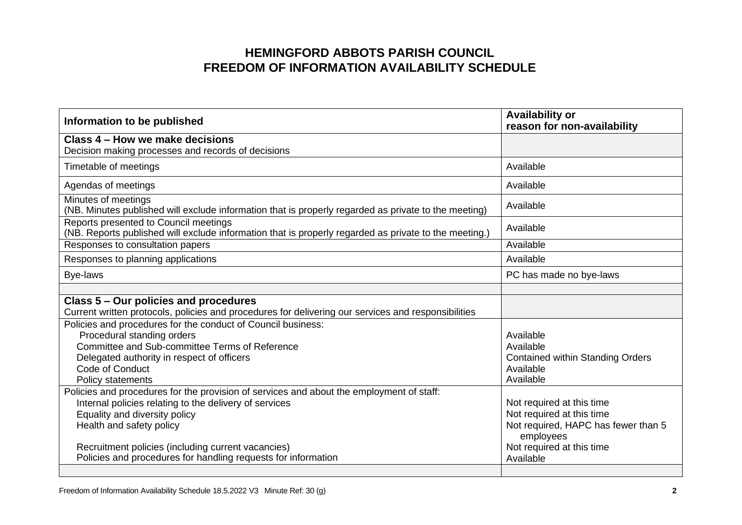# HEMINGFORD ABBOTS PARISH COUNCIL
# FREEDOM OF INFORMATION AVAILABILITY SCHEDULE

| Information to be published | Availability or reason for non-availability |
| --- | --- |
| **Class 4 – How we make decisions**<br>Decision making processes and records of decisions | |
| Timetable of meetings | Available |
| Agendas of meetings | Available |
| Minutes of meetings<br>(NB. Minutes published will exclude information that is properly regarded as private to the meeting) | Available |
| Reports presented to Council meetings<br>(NB. Reports published will exclude information that is properly regarded as private to the meeting.) | Available |
| Responses to consultation papers | Available |
| Responses to planning applications | Available |
| Bye-laws | PC has made no bye-laws |
| | |
| **Class 5 – Our policies and procedures**<br>Current written protocols, policies and procedures for delivering our services and responsibilities | |
| Policies and procedures for the conduct of Council business:<br>Procedural standing orders<br>Committee and Sub-committee Terms of Reference<br>Delegated authority in respect of officers<br>Code of Conduct<br>Policy statements | <br>Available<br>Available<br>Contained within Standing Orders<br>Available<br>Available |
| Policies and procedures for the provision of services and about the employment of staff:<br>Internal policies relating to the delivery of services<br>Equality and diversity policy<br>Health and safety policy<br><br>Recruitment policies (including current vacancies)<br>Policies and procedures for handling requests for information | <br>Not required at this time<br>Not required at this time<br>Not required, HAPC has fewer than 5 employees<br>Not required at this time<br>Available |
| | |

Freedom of Information Availability Schedule 18.5.2022 V3 Minute Ref: 30 (g)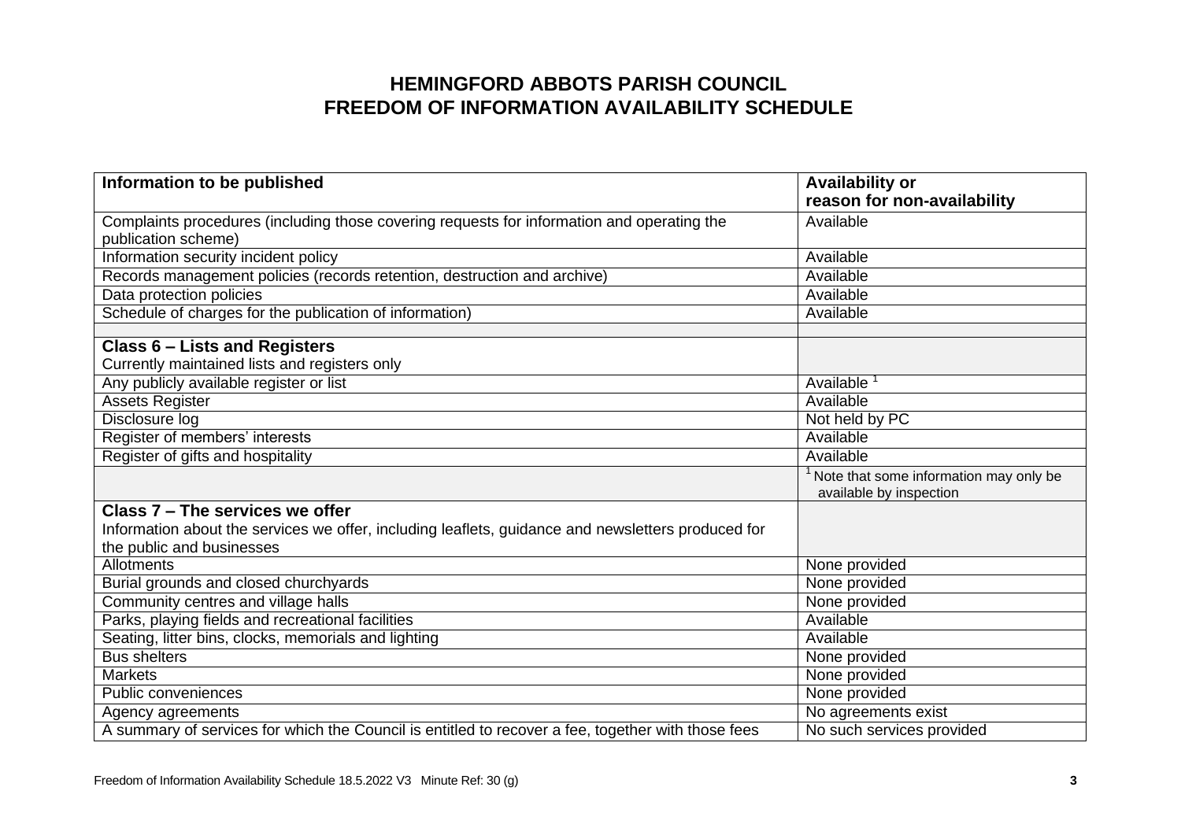# HEMINGFORD ABBOTS PARISH COUNCIL
# FREEDOM OF INFORMATION AVAILABILITY SCHEDULE

| Information to be published | Availability or reason for non-availability |
|---|---|
| Complaints procedures (including those covering requests for information and operating the publication scheme) | Available |
| Information security incident policy | Available |
| Records management policies (records retention, destruction and archive) | Available |
| Data protection policies | Available |
| Schedule of charges for the publication of information) | Available |
| | |
| **Class 6 – Lists and Registers**<br>Currently maintained lists and registers only | |
| Any publicly available register or list | Available [1] |
| Assets Register | Available |
| Disclosure log | Not held by PC |
| Register of members' interests | Available |
| Register of gifts and hospitality | Available |
| | [1] Note that some information may only be available by inspection |
| **Class 7 – The services we offer**<br>Information about the services we offer, including leaflets, guidance and newsletters produced for the public and businesses | |
| Allotments | None provided |
| Burial grounds and closed churchyards | None provided |
| Community centres and village halls | None provided |
| Parks, playing fields and recreational facilities | Available |
| Seating, litter bins, clocks, memorials and lighting | Available |
| Bus shelters | None provided |
| Markets | None provided |
| Public conveniences | None provided |
| Agency agreements | No agreements exist |
| A summary of services for which the Council is entitled to recover a fee, together with those fees | No such services provided |

Freedom of Information Availability Schedule 18.5.2022 V3 Minute Ref: 30 (g)